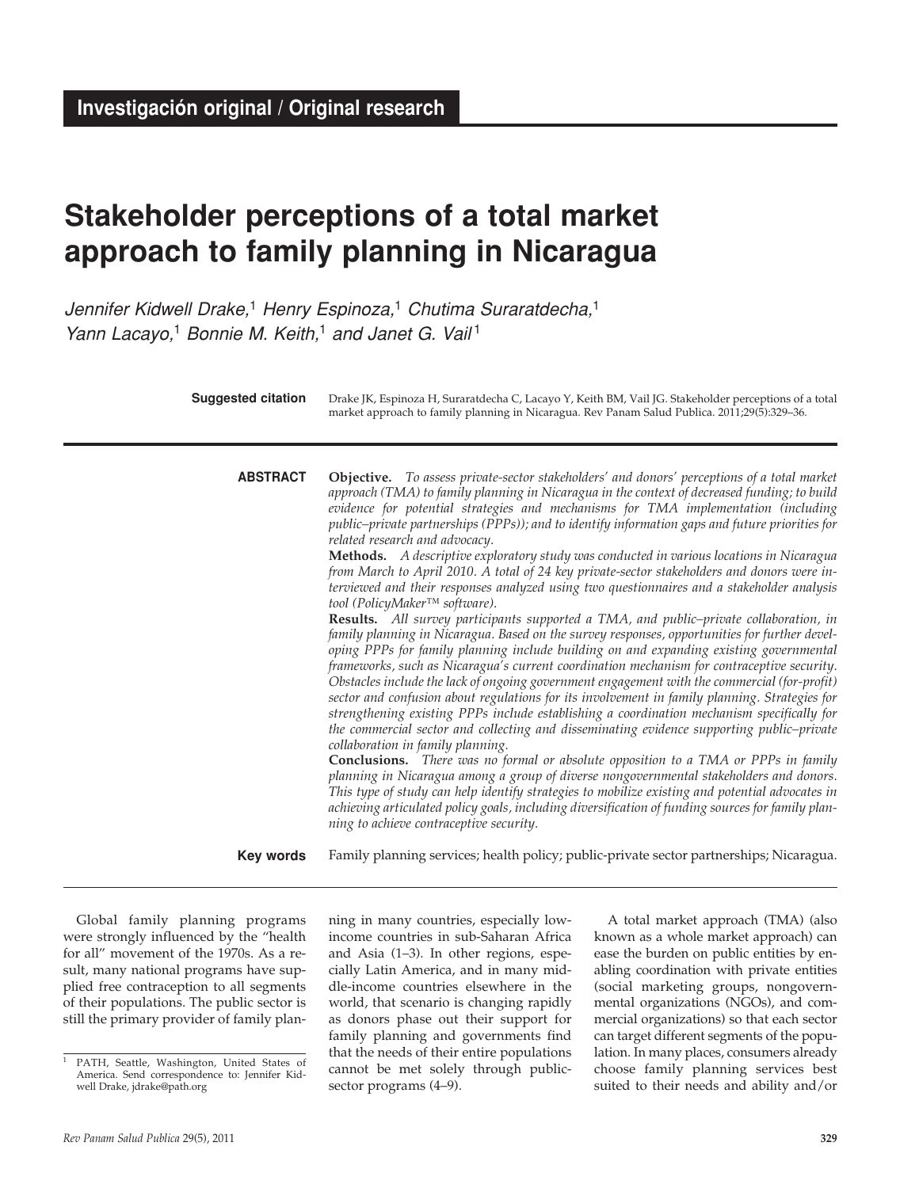**Investigación original / Original research**

# Stakeholder perceptions of a total market approach to family planning in Nicaragua

*Jennifer Kidwell Drake,*[1] *Henry Espinoza,*[1] *Chutima Suraratdecha,*[1] *Yann Lacayo,*[1] *Bonnie M. Keith,*[1] *and Janet G. Vail*[1]

**Suggested citation** Drake JK, Espinoza H, Suraratdecha C, Lacayo Y, Keith BM, Vail JG. Stakeholder perceptions of a total market approach to family planning in Nicaragua. Rev Panam Salud Publica. 2011;29(5):329–36.

**ABSTRACT**

**Objective.** *To assess private-sector stakeholders' and donors' perceptions of a total market approach (TMA) to family planning in Nicaragua in the context of decreased funding; to build evidence for potential strategies and mechanisms for TMA implementation (including public–private partnerships (PPPs)); and to identify information gaps and future priorities for related research and advocacy.*

**Methods.** *A descriptive exploratory study was conducted in various locations in Nicaragua from March to April 2010. A total of 24 key private-sector stakeholders and donors were interviewed and their responses analyzed using two questionnaires and a stakeholder analysis tool (PolicyMaker™ software).*

**Results.** *All survey participants supported a TMA, and public–private collaboration, in family planning in Nicaragua. Based on the survey responses, opportunities for further developing PPPs for family planning include building on and expanding existing governmental frameworks, such as Nicaragua's current coordination mechanism for contraceptive security. Obstacles include the lack of ongoing government engagement with the commercial (for-profit) sector and confusion about regulations for its involvement in family planning. Strategies for strengthening existing PPPs include establishing a coordination mechanism specifically for the commercial sector and collecting and disseminating evidence supporting public–private collaboration in family planning.*

**Conclusions.** *There was no formal or absolute opposition to a TMA or PPPs in family planning in Nicaragua among a group of diverse nongovernmental stakeholders and donors. This type of study can help identify strategies to mobilize existing and potential advocates in achieving articulated policy goals, including diversification of funding sources for family planning to achieve contraceptive security.*

**Key words** Family planning services; health policy; public-private sector partnerships; Nicaragua.

---

Global family planning programs were strongly influenced by the "health for all" movement of the 1970s. As a result, many national programs have supplied free contraception to all segments of their populations. The public sector is still the primary provider of family planning in many countries, especially low-income countries in sub-Saharan Africa and Asia (1–3). In other regions, especially Latin America, and in many middle-income countries elsewhere in the world, that scenario is changing rapidly as donors phase out their support for family planning and governments find that the needs of their entire populations cannot be met solely through public-sector programs (4–9).

A total market approach (TMA) (also known as a whole market approach) can ease the burden on public entities by enabling coordination with private entities (social marketing groups, nongovernmental organizations (NGOs), and commercial organizations) so that each sector can target different segments of the population. In many places, consumers already choose family planning services best suited to their needs and ability and/or

[1] PATH, Seattle, Washington, United States of America. Send correspondence to: Jennifer Kidwell Drake, jdrake@path.org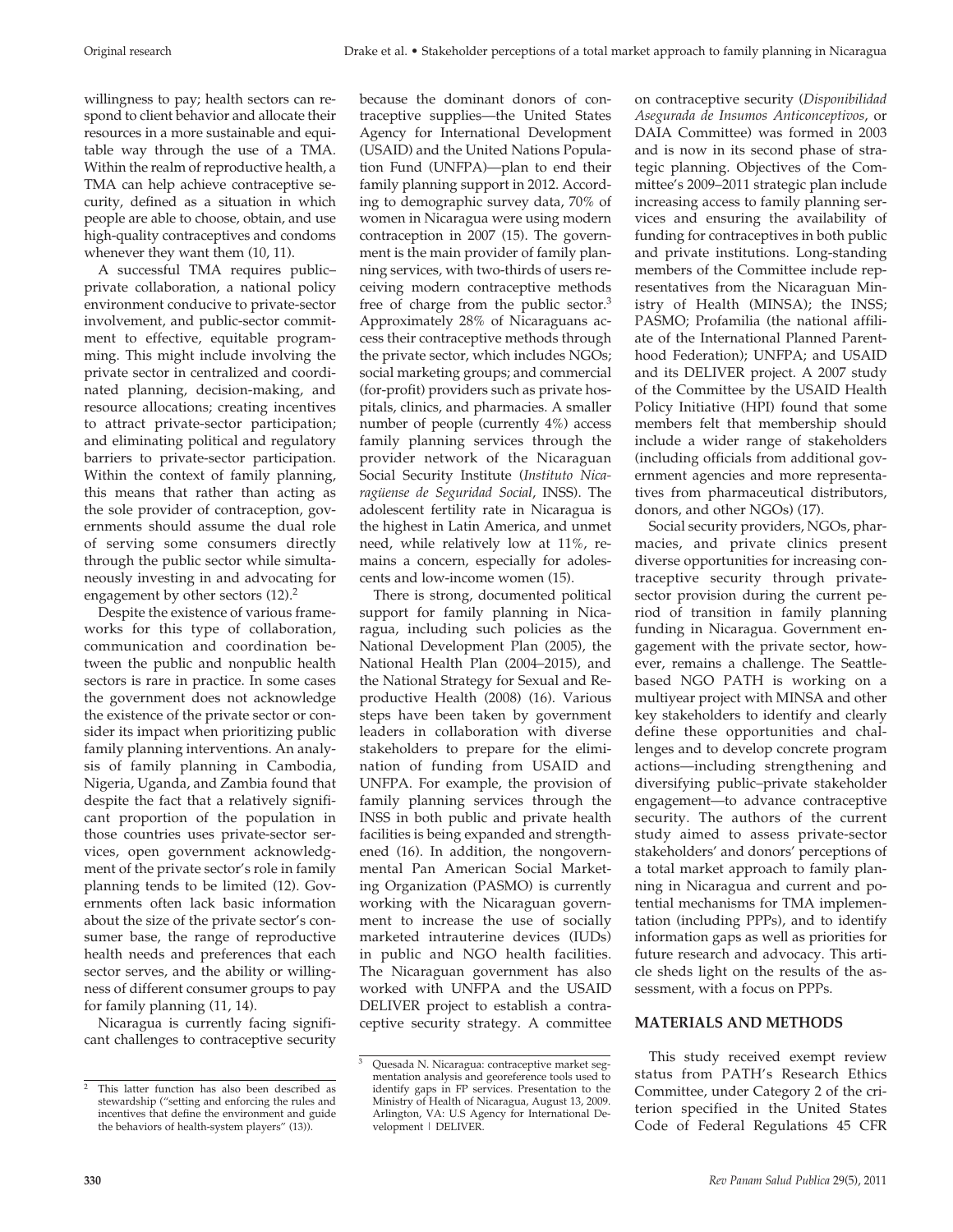willingness to pay; health sectors can respond to client behavior and allocate their resources in a more sustainable and equitable way through the use of a TMA. Within the realm of reproductive health, a TMA can help achieve contraceptive security, defined as a situation in which people are able to choose, obtain, and use high-quality contraceptives and condoms whenever they want them (10, 11).

A successful TMA requires public–private collaboration, a national policy environment conducive to private-sector involvement, and public-sector commitment to effective, equitable programming. This might include involving the private sector in centralized and coordinated planning, decision-making, and resource allocations; creating incentives to attract private-sector participation; and eliminating political and regulatory barriers to private-sector participation. Within the context of family planning, this means that rather than acting as the sole provider of contraception, governments should assume the dual role of serving some consumers directly through the public sector while simultaneously investing in and advocating for engagement by other sectors (12).[2]

Despite the existence of various frameworks for this type of collaboration, communication and coordination between the public and nonpublic health sectors is rare in practice. In some cases the government does not acknowledge the existence of the private sector or consider its impact when prioritizing public family planning interventions. An analysis of family planning in Cambodia, Nigeria, Uganda, and Zambia found that despite the fact that a relatively significant proportion of the population in those countries uses private-sector services, open government acknowledgment of the private sector's role in family planning tends to be limited (12). Governments often lack basic information about the size of the private sector's consumer base, the range of reproductive health needs and preferences that each sector serves, and the ability or willingness of different consumer groups to pay for family planning (11, 14).

Nicaragua is currently facing significant challenges to contraceptive security because the dominant donors of contraceptive supplies—the United States Agency for International Development (USAID) and the United Nations Population Fund (UNFPA)—plan to end their family planning support in 2012. According to demographic survey data, 70% of women in Nicaragua were using modern contraception in 2007 (15). The government is the main provider of family planning services, with two-thirds of users receiving modern contraceptive methods free of charge from the public sector.[3] Approximately 28% of Nicaraguans access their contraceptive methods through the private sector, which includes NGOs; social marketing groups; and commercial (for-profit) providers such as private hospitals, clinics, and pharmacies. A smaller number of people (currently 4%) access family planning services through the provider network of the Nicaraguan Social Security Institute (*Instituto Nicaragüense de Seguridad Social*, INSS). The adolescent fertility rate in Nicaragua is the highest in Latin America, and unmet need, while relatively low at 11%, remains a concern, especially for adolescents and low-income women (15).

There is strong, documented political support for family planning in Nicaragua, including such policies as the National Development Plan (2005), the National Health Plan (2004–2015), and the National Strategy for Sexual and Reproductive Health (2008) (16). Various steps have been taken by government leaders in collaboration with diverse stakeholders to prepare for the elimination of funding from USAID and UNFPA. For example, the provision of family planning services through the INSS in both public and private health facilities is being expanded and strengthened (16). In addition, the nongovernmental Pan American Social Marketing Organization (PASMO) is currently working with the Nicaraguan government to increase the use of socially marketed intrauterine devices (IUDs) in public and NGO health facilities. The Nicaraguan government has also worked with UNFPA and the USAID DELIVER project to establish a contraceptive security strategy. A committee on contraceptive security (*Disponibilidad Asegurada de Insumos Anticonceptivos*, or DAIA Committee) was formed in 2003 and is now in its second phase of strategic planning. Objectives of the Committee's 2009–2011 strategic plan include increasing access to family planning services and ensuring the availability of funding for contraceptives in both public and private institutions. Long-standing members of the Committee include representatives from the Nicaraguan Ministry of Health (MINSA); the INSS; PASMO; Profamilia (the national affiliate of the International Planned Parenthood Federation); UNFPA; and USAID and its DELIVER project. A 2007 study of the Committee by the USAID Health Policy Initiative (HPI) found that some members felt that membership should include a wider range of stakeholders (including officials from additional government agencies and more representatives from pharmaceutical distributors, donors, and other NGOs) (17).

Social security providers, NGOs, pharmacies, and private clinics present diverse opportunities for increasing contraceptive security through private-sector provision during the current period of transition in family planning funding in Nicaragua. Government engagement with the private sector, however, remains a challenge. The Seattle-based NGO PATH is working on a multiyear project with MINSA and other key stakeholders to identify and clearly define these opportunities and challenges and to develop concrete program actions—including strengthening and diversifying public–private stakeholder engagement—to advance contraceptive security. The authors of the current study aimed to assess private-sector stakeholders' and donors' perceptions of a total market approach to family planning in Nicaragua and current and potential mechanisms for TMA implementation (including PPPs), and to identify information gaps as well as priorities for future research and advocacy. This article sheds light on the results of the assessment, with a focus on PPPs.

## MATERIALS AND METHODS

This study received exempt review status from PATH's Research Ethics Committee, under Category 2 of the criterion specified in the United States Code of Federal Regulations 45 CFR

---

[2] This latter function has also been described as stewardship ("setting and enforcing the rules and incentives that define the environment and guide the behaviors of health-system players" (13)).

[3] Quesada N. Nicaragua: contraceptive market segmentation analysis and georeference tools used to identify gaps in FP services. Presentation to the Ministry of Health of Nicaragua, August 13, 2009. Arlington, VA: U.S Agency for International Development | DELIVER.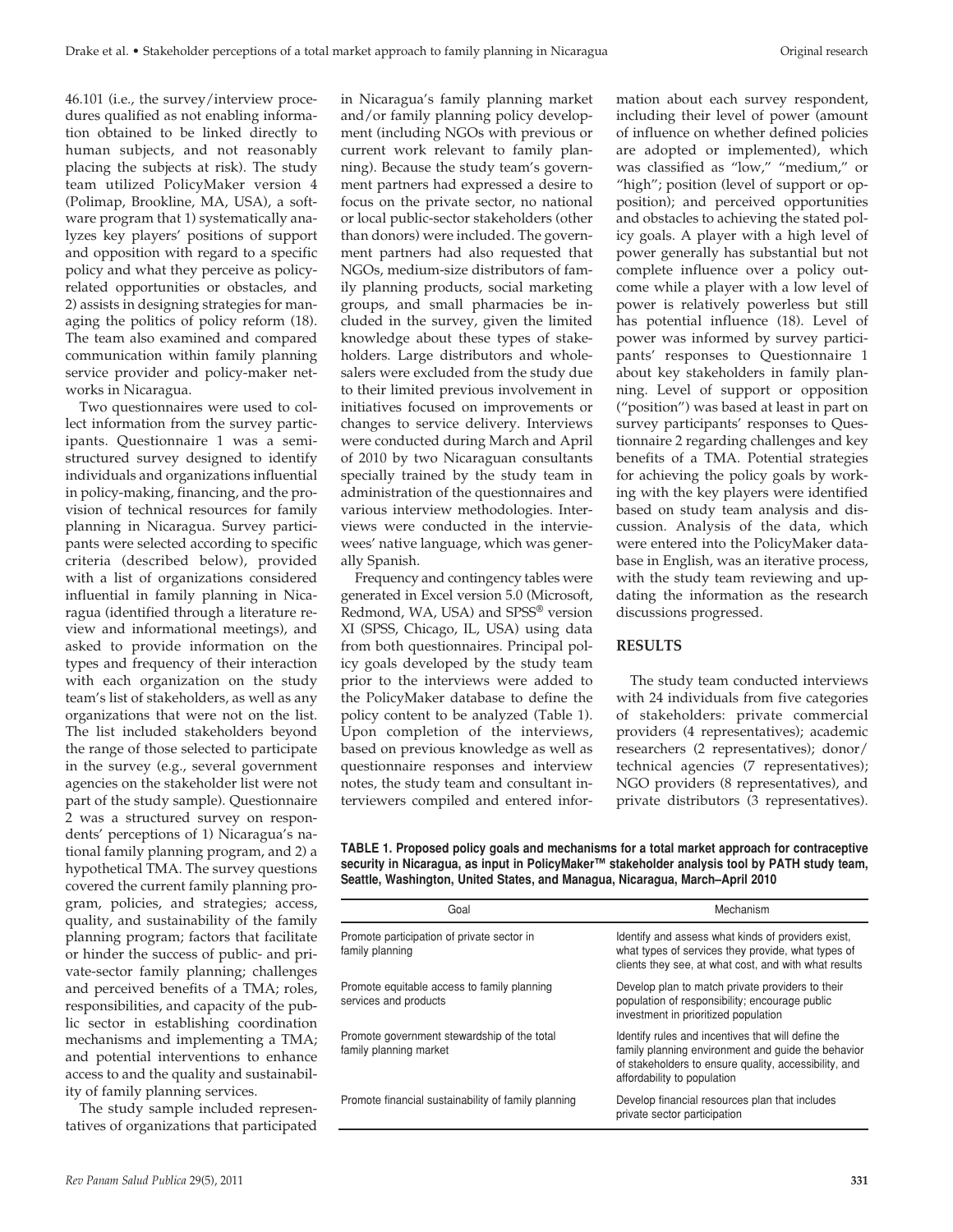46.101 (i.e., the survey/interview procedures qualified as not enabling information obtained to be linked directly to human subjects, and not reasonably placing the subjects at risk). The study team utilized PolicyMaker version 4 (Polimap, Brookline, MA, USA), a software program that 1) systematically analyzes key players' positions of support and opposition with regard to a specific policy and what they perceive as policy-related opportunities or obstacles, and 2) assists in designing strategies for managing the politics of policy reform (18). The team also examined and compared communication within family planning service provider and policy-maker networks in Nicaragua.

Two questionnaires were used to collect information from the survey participants. Questionnaire 1 was a semistructured survey designed to identify individuals and organizations influential in policy-making, financing, and the provision of technical resources for family planning in Nicaragua. Survey participants were selected according to specific criteria (described below), provided with a list of organizations considered influential in family planning in Nicaragua (identified through a literature review and informational meetings), and asked to provide information on the types and frequency of their interaction with each organization on the study team's list of stakeholders, as well as any organizations that were not on the list. The list included stakeholders beyond the range of those selected to participate in the survey (e.g., several government agencies on the stakeholder list were not part of the study sample). Questionnaire 2 was a structured survey on respondents' perceptions of 1) Nicaragua's national family planning program, and 2) a hypothetical TMA. The survey questions covered the current family planning program, policies, and strategies; access, quality, and sustainability of the family planning program; factors that facilitate or hinder the success of public- and private-sector family planning; challenges and perceived benefits of a TMA; roles, responsibilities, and capacity of the public sector in establishing coordination mechanisms and implementing a TMA; and potential interventions to enhance access to and the quality and sustainability of family planning services.

The study sample included representatives of organizations that participated in Nicaragua's family planning market and/or family planning policy development (including NGOs with previous or current work relevant to family planning). Because the study team's government partners had expressed a desire to focus on the private sector, no national or local public-sector stakeholders (other than donors) were included. The government partners had also requested that NGOs, medium-size distributors of family planning products, social marketing groups, and small pharmacies be included in the survey, given the limited knowledge about these types of stakeholders. Large distributors and wholesalers were excluded from the study due to their limited previous involvement in initiatives focused on improvements or changes to service delivery. Interviews were conducted during March and April of 2010 by two Nicaraguan consultants specially trained by the study team in administration of the questionnaires and various interview methodologies. Interviews were conducted in the interviewees' native language, which was generally Spanish.

Frequency and contingency tables were generated in Excel version 5.0 (Microsoft, Redmond, WA, USA) and SPSS® version XI (SPSS, Chicago, IL, USA) using data from both questionnaires. Principal policy goals developed by the study team prior to the interviews were added to the PolicyMaker database to define the policy content to be analyzed (Table 1). Upon completion of the interviews, based on previous knowledge as well as questionnaire responses and interview notes, the study team and consultant interviewers compiled and entered information about each survey respondent, including their level of power (amount of influence on whether defined policies are adopted or implemented), which was classified as "low," "medium," or "high"; position (level of support or opposition); and perceived opportunities and obstacles to achieving the stated policy goals. A player with a high level of power generally has substantial but not complete influence over a policy outcome while a player with a low level of power is relatively powerless but still has potential influence (18). Level of power was informed by survey participants' responses to Questionnaire 1 about key stakeholders in family planning. Level of support or opposition ("position") was based at least in part on survey participants' responses to Questionnaire 2 regarding challenges and key benefits of a TMA. Potential strategies for achieving the policy goals by working with the key players were identified based on study team analysis and discussion. Analysis of the data, which were entered into the PolicyMaker database in English, was an iterative process, with the study team reviewing and updating the information as the research discussions progressed.

## RESULTS

The study team conducted interviews with 24 individuals from five categories of stakeholders: private commercial providers (4 representatives); academic researchers (2 representatives); donor/technical agencies (7 representatives); NGO providers (8 representatives), and private distributors (3 representatives).

**TABLE 1. Proposed policy goals and mechanisms for a total market approach for contraceptive security in Nicaragua, as input in PolicyMaker™ stakeholder analysis tool by PATH study team, Seattle, Washington, United States, and Managua, Nicaragua, March–April 2010**

| Goal | Mechanism |
|---|---|
| Promote participation of private sector in family planning | Identify and assess what kinds of providers exist, what types of services they provide, what types of clients they see, at what cost, and with what results |
| Promote equitable access to family planning services and products | Develop plan to match private providers to their population of responsibility; encourage public investment in prioritized population |
| Promote government stewardship of the total family planning market | Identify rules and incentives that will define the family planning environment and guide the behavior of stakeholders to ensure quality, accessibility, and affordability to population |
| Promote financial sustainability of family planning | Develop financial resources plan that includes private sector participation |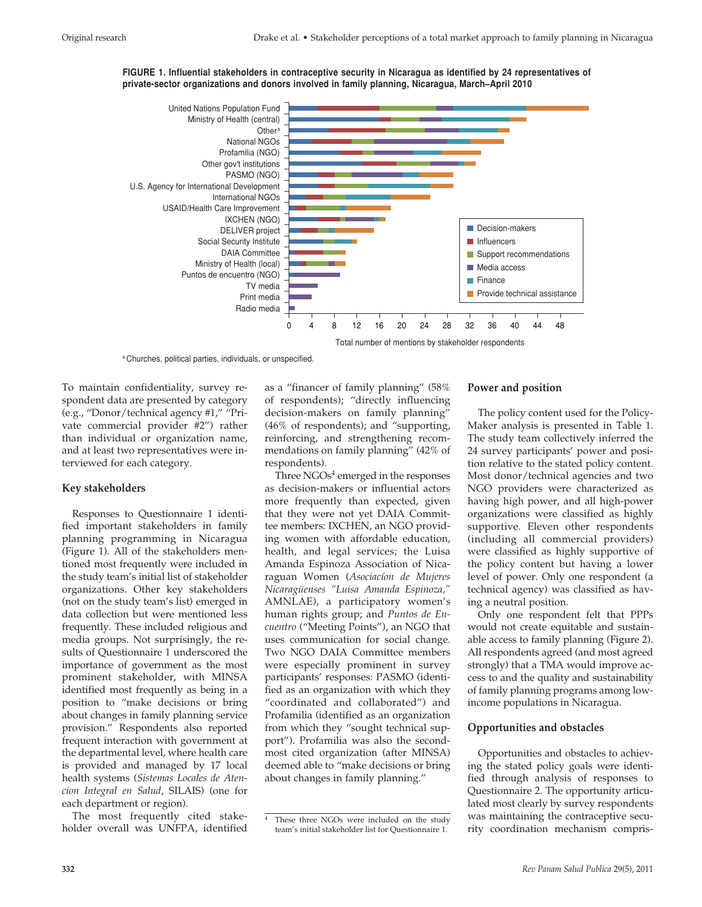**FIGURE 1. Influential stakeholders in contraceptive security in Nicaragua as identified by 24 representatives of private-sector organizations and donors involved in family planning, Nicaragua, March–April 2010**

[a] Churches, political parties, individuals, or unspecified.

To maintain confidentiality, survey respondent data are presented by category (e.g., "Donor/technical agency #1," "Private commercial provider #2") rather than individual or organization name, and at least two representatives were interviewed for each category.

### Key stakeholders

Responses to Questionnaire 1 identified important stakeholders in family planning programming in Nicaragua (Figure 1). All of the stakeholders mentioned most frequently were included in the study team's initial list of stakeholder organizations. Other key stakeholders (not on the study team's list) emerged in data collection but were mentioned less frequently. These included religious and media groups. Not surprisingly, the results of Questionnaire 1 underscored the importance of government as the most prominent stakeholder, with MINSA identified most frequently as being in a position to "make decisions or bring about changes in family planning service provision." Respondents also reported frequent interaction with government at the departmental level, where health care is provided and managed by 17 local health systems (*Sistemas Locales de Atencion Integral en Salud*, SILAIS) (one for each department or region).

The most frequently cited stakeholder overall was UNFPA, identified as a "financer of family planning" (58% of respondents); "directly influencing decision-makers on family planning" (46% of respondents); and "supporting, reinforcing, and strengthening recommendations on family planning" (42% of respondents).

Three NGOs[4] emerged in the responses as decision-makers or influential actors more frequently than expected, given that they were not yet DAIA Committee members: IXCHEN, an NGO providing women with affordable education, health, and legal services; the Luisa Amanda Espinoza Association of Nicaraguan Women (*Asociacíon de Mujeres Nicaragüenses "Luisa Amanda Espinoza,"* AMNLAE), a participatory women's human rights group; and *Puntos de Encuentro* ("Meeting Points"), an NGO that uses communication for social change. Two NGO DAIA Committee members were especially prominent in survey participants' responses: PASMO (identified as an organization with which they "coordinated and collaborated") and Profamilia (identified as an organization from which they "sought technical support"). Profamilia was also the second-most cited organization (after MINSA) deemed able to "make decisions or bring about changes in family planning."

[4] These three NGOs were included on the study team's initial stakeholder list for Questionnaire 1.

### Power and position

The policy content used for the PolicyMaker analysis is presented in Table 1. The study team collectively inferred the 24 survey participants' power and position relative to the stated policy content. Most donor/technical agencies and two NGO providers were characterized as having high power, and all high-power organizations were classified as highly supportive. Eleven other respondents (including all commercial providers) were classified as highly supportive of the policy content but having a lower level of power. Only one respondent (a technical agency) was classified as having a neutral position.

Only one respondent felt that PPPs would not create equitable and sustainable access to family planning (Figure 2). All respondents agreed (and most agreed strongly) that a TMA would improve access to and the quality and sustainability of family planning programs among low-income populations in Nicaragua.

### Opportunities and obstacles

Opportunities and obstacles to achieving the stated policy goals were identified through analysis of responses to Questionnaire 2. The opportunity articulated most clearly by survey respondents was maintaining the contraceptive security coordination mechanism compris-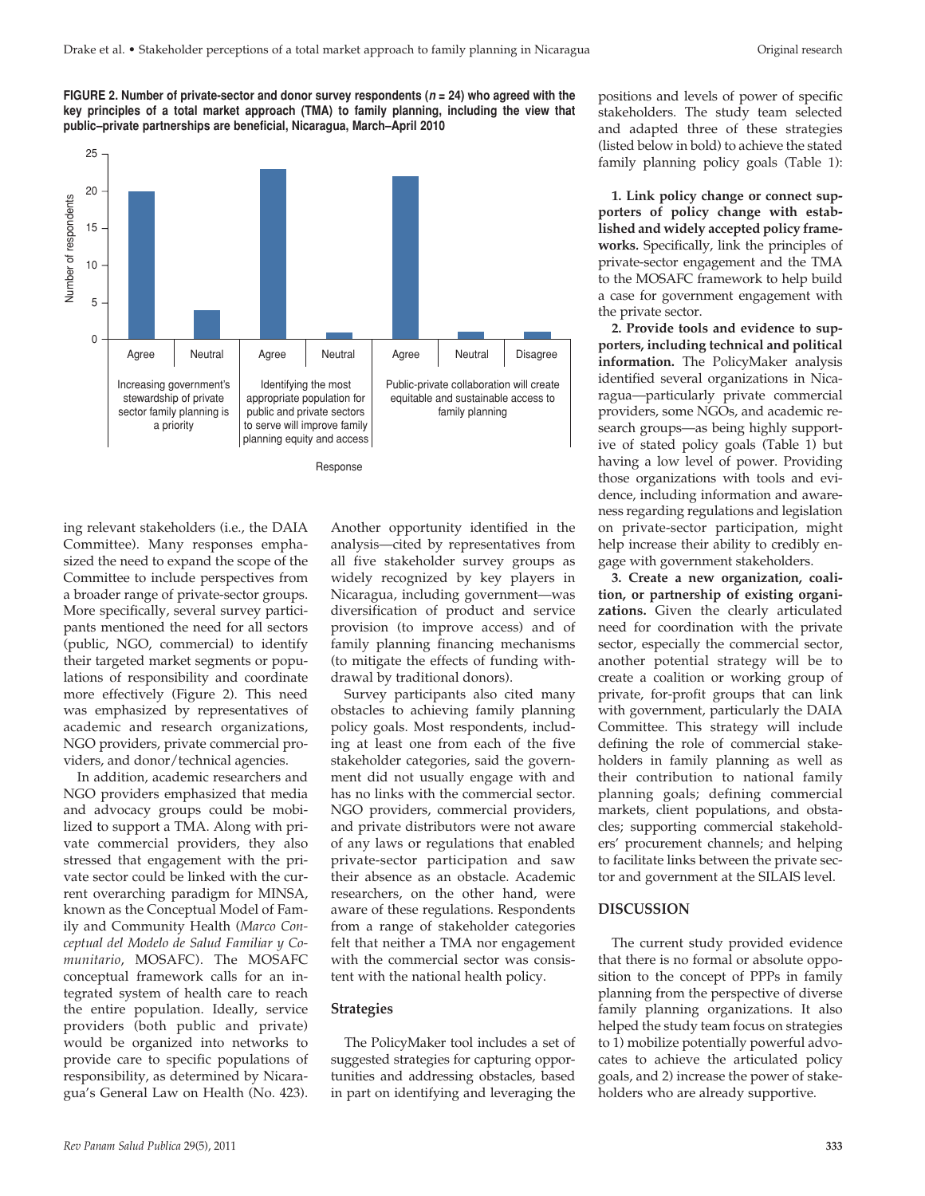**FIGURE 2. Number of private-sector and donor survey respondents ($n$ = 24) who agreed with the key principles of a total market approach (TMA) to family planning, including the view that public–private partnerships are beneficial, Nicaragua, March–April 2010**

ing relevant stakeholders (i.e., the DAIA Committee). Many responses emphasized the need to expand the scope of the Committee to include perspectives from a broader range of private-sector groups. More specifically, several survey participants mentioned the need for all sectors (public, NGO, commercial) to identify their targeted market segments or populations of responsibility and coordinate more effectively (Figure 2). This need was emphasized by representatives of academic and research organizations, NGO providers, private commercial providers, and donor/technical agencies.

In addition, academic researchers and NGO providers emphasized that media and advocacy groups could be mobilized to support a TMA. Along with private commercial providers, they also stressed that engagement with the private sector could be linked with the current overarching paradigm for MINSA, known as the Conceptual Model of Family and Community Health (*Marco Conceptual del Modelo de Salud Familiar y Comunitario*, MOSAFC). The MOSAFC conceptual framework calls for an integrated system of health care to reach the entire population. Ideally, service providers (both public and private) would be organized into networks to provide care to specific populations of responsibility, as determined by Nicaragua's General Law on Health (No. 423). Another opportunity identified in the analysis—cited by representatives from all five stakeholder survey groups as widely recognized by key players in Nicaragua, including government—was diversification of product and service provision (to improve access) and of family planning financing mechanisms (to mitigate the effects of funding withdrawal by traditional donors).

Survey participants also cited many obstacles to achieving family planning policy goals. Most respondents, including at least one from each of the five stakeholder categories, said the government did not usually engage with and has no links with the commercial sector. NGO providers, commercial providers, and private distributors were not aware of any laws or regulations that enabled private-sector participation and saw their absence as an obstacle. Academic researchers, on the other hand, were aware of these regulations. Respondents from a range of stakeholder categories felt that neither a TMA nor engagement with the commercial sector was consistent with the national health policy.

### Strategies

The PolicyMaker tool includes a set of suggested strategies for capturing opportunities and addressing obstacles, based in part on identifying and leveraging the positions and levels of power of specific stakeholders. The study team selected and adapted three of these strategies (listed below in bold) to achieve the stated family planning policy goals (Table 1):

**1. Link policy change or connect supporters of policy change with established and widely accepted policy frameworks.** Specifically, link the principles of private-sector engagement and the TMA to the MOSAFC framework to help build a case for government engagement with the private sector.

**2. Provide tools and evidence to supporters, including technical and political information.** The PolicyMaker analysis identified several organizations in Nicaragua—particularly private commercial providers, some NGOs, and academic research groups—as being highly supportive of stated policy goals (Table 1) but having a low level of power. Providing those organizations with tools and evidence, including information and awareness regarding regulations and legislation on private-sector participation, might help increase their ability to credibly engage with government stakeholders.

**3. Create a new organization, coalition, or partnership of existing organizations.** Given the clearly articulated need for coordination with the private sector, especially the commercial sector, another potential strategy will be to create a coalition or working group of private, for-profit groups that can link with government, particularly the DAIA Committee. This strategy will include defining the role of commercial stakeholders in family planning as well as their contribution to national family planning goals; defining commercial markets, client populations, and obstacles; supporting commercial stakeholders' procurement channels; and helping to facilitate links between the private sector and government at the SILAIS level.

## DISCUSSION

The current study provided evidence that there is no formal or absolute opposition to the concept of PPPs in family planning from the perspective of diverse family planning organizations. It also helped the study team focus on strategies to 1) mobilize potentially powerful advocates to achieve the articulated policy goals, and 2) increase the power of stakeholders who are already supportive.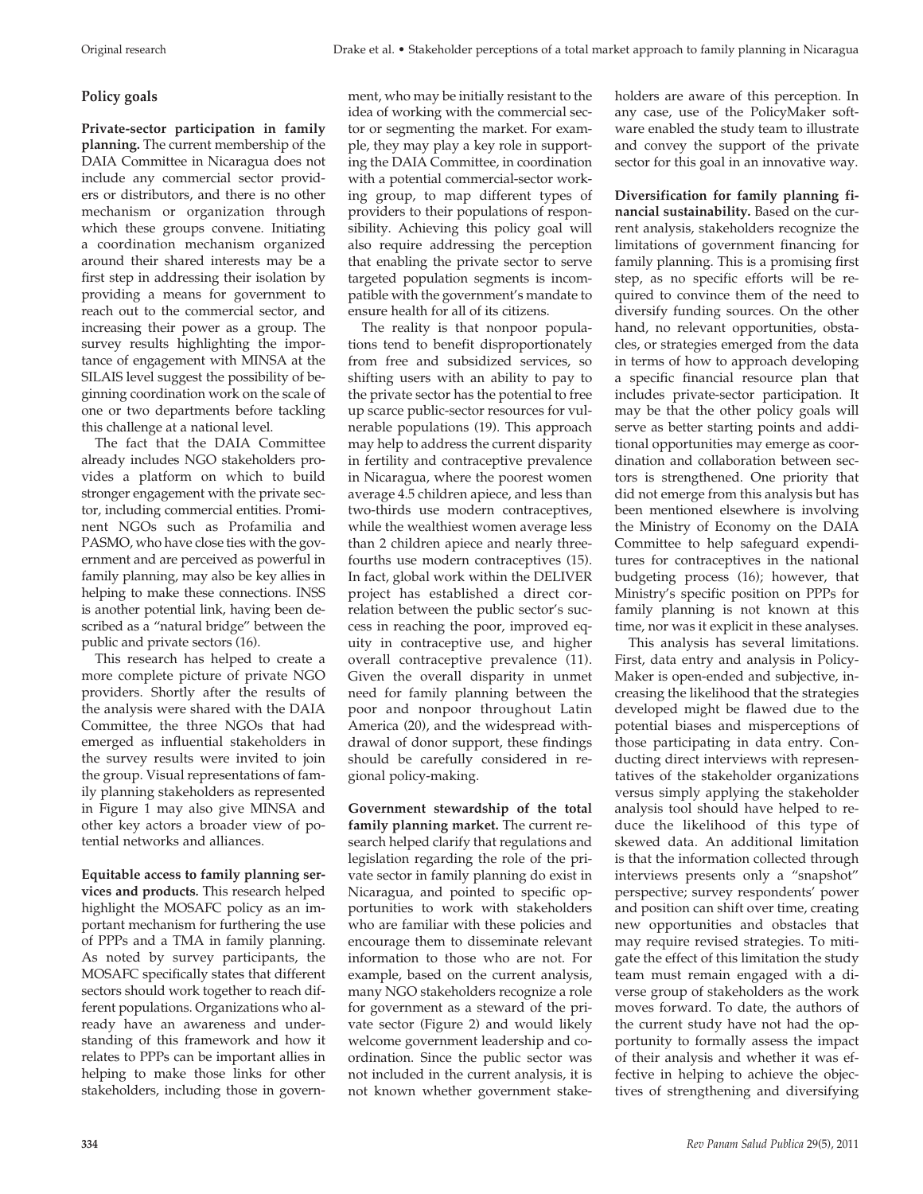## Policy goals

**Private-sector participation in family planning.** The current membership of the DAIA Committee in Nicaragua does not include any commercial sector providers or distributors, and there is no other mechanism or organization through which these groups convene. Initiating a coordination mechanism organized around their shared interests may be a first step in addressing their isolation by providing a means for government to reach out to the commercial sector, and increasing their power as a group. The survey results highlighting the importance of engagement with MINSA at the SILAIS level suggest the possibility of beginning coordination work on the scale of one or two departments before tackling this challenge at a national level.

The fact that the DAIA Committee already includes NGO stakeholders provides a platform on which to build stronger engagement with the private sector, including commercial entities. Prominent NGOs such as Profamilia and PASMO, who have close ties with the government and are perceived as powerful in family planning, may also be key allies in helping to make these connections. INSS is another potential link, having been described as a "natural bridge" between the public and private sectors (16).

This research has helped to create a more complete picture of private NGO providers. Shortly after the results of the analysis were shared with the DAIA Committee, the three NGOs that had emerged as influential stakeholders in the survey results were invited to join the group. Visual representations of family planning stakeholders as represented in Figure 1 may also give MINSA and other key actors a broader view of potential networks and alliances.

**Equitable access to family planning services and products.** This research helped highlight the MOSAFC policy as an important mechanism for furthering the use of PPPs and a TMA in family planning. As noted by survey participants, the MOSAFC specifically states that different sectors should work together to reach different populations. Organizations who already have an awareness and understanding of this framework and how it relates to PPPs can be important allies in helping to make those links for other stakeholders, including those in government, who may be initially resistant to the idea of working with the commercial sector or segmenting the market. For example, they may play a key role in supporting the DAIA Committee, in coordination with a potential commercial-sector working group, to map different types of providers to their populations of responsibility. Achieving this policy goal will also require addressing the perception that enabling the private sector to serve targeted population segments is incompatible with the government's mandate to ensure health for all of its citizens.

The reality is that nonpoor populations tend to benefit disproportionately from free and subsidized services, so shifting users with an ability to pay to the private sector has the potential to free up scarce public-sector resources for vulnerable populations (19). This approach may help to address the current disparity in fertility and contraceptive prevalence in Nicaragua, where the poorest women average 4.5 children apiece, and less than two-thirds use modern contraceptives, while the wealthiest women average less than 2 children apiece and nearly three-fourths use modern contraceptives (15). In fact, global work within the DELIVER project has established a direct correlation between the public sector's success in reaching the poor, improved equity in contraceptive use, and higher overall contraceptive prevalence (11). Given the overall disparity in unmet need for family planning between the poor and nonpoor throughout Latin America (20), and the widespread withdrawal of donor support, these findings should be carefully considered in regional policy-making.

**Government stewardship of the total family planning market.** The current research helped clarify that regulations and legislation regarding the role of the private sector in family planning do exist in Nicaragua, and pointed to specific opportunities to work with stakeholders who are familiar with these policies and encourage them to disseminate relevant information to those who are not. For example, based on the current analysis, many NGO stakeholders recognize a role for government as a steward of the private sector (Figure 2) and would likely welcome government leadership and coordination. Since the public sector was not included in the current analysis, it is not known whether government stakeholders are aware of this perception. In any case, use of the PolicyMaker software enabled the study team to illustrate and convey the support of the private sector for this goal in an innovative way.

**Diversification for family planning financial sustainability.** Based on the current analysis, stakeholders recognize the limitations of government financing for family planning. This is a promising first step, as no specific efforts will be required to convince them of the need to diversify funding sources. On the other hand, no relevant opportunities, obstacles, or strategies emerged from the data in terms of how to approach developing a specific financial resource plan that includes private-sector participation. It may be that the other policy goals will serve as better starting points and additional opportunities may emerge as coordination and collaboration between sectors is strengthened. One priority that did not emerge from this analysis but has been mentioned elsewhere is involving the Ministry of Economy on the DAIA Committee to help safeguard expenditures for contraceptives in the national budgeting process (16); however, that Ministry's specific position on PPPs for family planning is not known at this time, nor was it explicit in these analyses.

This analysis has several limitations. First, data entry and analysis in PolicyMaker is open-ended and subjective, increasing the likelihood that the strategies developed might be flawed due to the potential biases and misperceptions of those participating in data entry. Conducting direct interviews with representatives of the stakeholder organizations versus simply applying the stakeholder analysis tool should have helped to reduce the likelihood of this type of skewed data. An additional limitation is that the information collected through interviews presents only a "snapshot" perspective; survey respondents' power and position can shift over time, creating new opportunities and obstacles that may require revised strategies. To mitigate the effect of this limitation the study team must remain engaged with a diverse group of stakeholders as the work moves forward. To date, the authors of the current study have not had the opportunity to formally assess the impact of their analysis and whether it was effective in helping to achieve the objectives of strengthening and diversifying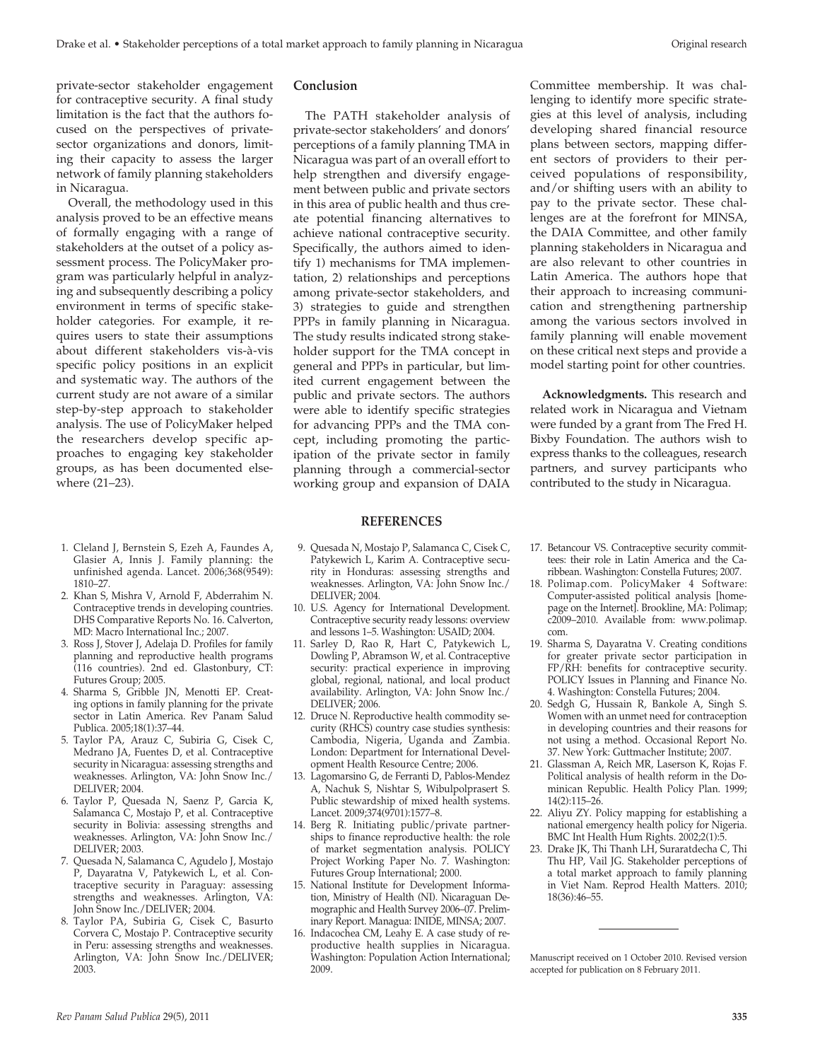private-sector stakeholder engagement for contraceptive security. A final study limitation is the fact that the authors focused on the perspectives of private-sector organizations and donors, limiting their capacity to assess the larger network of family planning stakeholders in Nicaragua.

Overall, the methodology used in this analysis proved to be an effective means of formally engaging with a range of stakeholders at the outset of a policy assessment process. The PolicyMaker program was particularly helpful in analyzing and subsequently describing a policy environment in terms of specific stakeholder categories. For example, it requires users to state their assumptions about different stakeholders vis-à-vis specific policy positions in an explicit and systematic way. The authors of the current study are not aware of a similar step-by-step approach to stakeholder analysis. The use of PolicyMaker helped the researchers develop specific approaches to engaging key stakeholder groups, as has been documented elsewhere (21–23).

## Conclusion

The PATH stakeholder analysis of private-sector stakeholders' and donors' perceptions of a family planning TMA in Nicaragua was part of an overall effort to help strengthen and diversify engagement between public and private sectors in this area of public health and thus create potential financing alternatives to achieve national contraceptive security. Specifically, the authors aimed to identify 1) mechanisms for TMA implementation, 2) relationships and perceptions among private-sector stakeholders, and 3) strategies to guide and strengthen PPPs in family planning in Nicaragua. The study results indicated strong stakeholder support for the TMA concept in general and PPPs in particular, but limited current engagement between the public and private sectors. The authors were able to identify specific strategies for advancing PPPs and the TMA concept, including promoting the participation of the private sector in family planning through a commercial-sector working group and expansion of DAIA Committee membership. It was challenging to identify more specific strategies at this level of analysis, including developing shared financial resource plans between sectors, mapping different sectors of providers to their perceived populations of responsibility, and/or shifting users with an ability to pay to the private sector. These challenges are at the forefront for MINSA, the DAIA Committee, and other family planning stakeholders in Nicaragua and are also relevant to other countries in Latin America. The authors hope that their approach to increasing communication and strengthening partnership among the various sectors involved in family planning will enable movement on these critical next steps and provide a model starting point for other countries.

**Acknowledgments.** This research and related work in Nicaragua and Vietnam were funded by a grant from The Fred H. Bixby Foundation. The authors wish to express thanks to the colleagues, research partners, and survey participants who contributed to the study in Nicaragua.

## REFERENCES

1. Cleland J, Bernstein S, Ezeh A, Faundes A, Glasier A, Innis J. Family planning: the unfinished agenda. Lancet. 2006;368(9549): 1810–27.
2. Khan S, Mishra V, Arnold F, Abderrahim N. Contraceptive trends in developing countries. DHS Comparative Reports No. 16. Calverton, MD: Macro International Inc.; 2007.
3. Ross J, Stover J, Adelaja D. Profiles for family planning and reproductive health programs (116 countries). 2nd ed. Glastonbury, CT: Futures Group; 2005.
4. Sharma S, Gribble JN, Menotti EP. Creating options in family planning for the private sector in Latin America. Rev Panam Salud Publica. 2005;18(1):37–44.
5. Taylor PA, Arauz C, Subiria G, Cisek C, Medrano JA, Fuentes D, et al. Contraceptive security in Nicaragua: assessing strengths and weaknesses. Arlington, VA: John Snow Inc./DELIVER; 2004.
6. Taylor P, Quesada N, Saenz P, Garcia K, Salamanca C, Mostajo P, et al. Contraceptive security in Bolivia: assessing strengths and weaknesses. Arlington, VA: John Snow Inc./DELIVER; 2003.
7. Quesada N, Salamanca C, Agudelo J, Mostajo P, Dayaratna V, Patykewich L, et al. Contraceptive security in Paraguay: assessing strengths and weaknesses. Arlington, VA: John Snow Inc./DELIVER; 2004.
8. Taylor PA, Subiria G, Cisek C, Basurto Corvera C, Mostajo P. Contraceptive security in Peru: assessing strengths and weaknesses. Arlington, VA: John Snow Inc./DELIVER; 2003.
9. Quesada N, Mostajo P, Salamanca C, Cisek C, Patykewich L, Karim A. Contraceptive security in Honduras: assessing strengths and weaknesses. Arlington, VA: John Snow Inc./DELIVER; 2004.
10. U.S. Agency for International Development. Contraceptive security ready lessons: overview and lessons 1–5. Washington: USAID; 2004.
11. Sarley D, Rao R, Hart C, Patykewich L, Dowling P, Abramson W, et al. Contraceptive security: practical experience in improving global, regional, national, and local product availability. Arlington, VA: John Snow Inc./DELIVER; 2006.
12. Druce N. Reproductive health commodity security (RHCS) country case studies synthesis: Cambodia, Nigeria, Uganda and Zambia. London: Department for International Development Health Resource Centre; 2006.
13. Lagomarsino G, de Ferranti D, Pablos-Mendez A, Nachuk S, Nishtar S, Wibulpolprasert S. Public stewardship of mixed health systems. Lancet. 2009;374(9701):1577–8.
14. Berg R. Initiating public/private partnerships to finance reproductive health: the role of market segmentation analysis. POLICY Project Working Paper No. 7. Washington: Futures Group International; 2000.
15. National Institute for Development Information, Ministry of Health (NI). Nicaraguan Demographic and Health Survey 2006–07. Preliminary Report. Managua: INIDE, MINSA; 2007.
16. Indacochea CM, Leahy E. A case study of reproductive health supplies in Nicaragua. Washington: Population Action International; 2009.
17. Betancour VS. Contraceptive security committees: their role in Latin America and the Caribbean. Washington: Constella Futures; 2007.
18. Polimap.com. PolicyMaker 4 Software: Computer-assisted political analysis [homepage on the Internet]. Brookline, MA: Polimap; c2009–2010. Available from: www.polimap.com.
19. Sharma S, Dayaratna V. Creating conditions for greater private sector participation in FP/RH: benefits for contraceptive security. POLICY Issues in Planning and Finance No. 4. Washington: Constella Futures; 2004.
20. Sedgh G, Hussain R, Bankole A, Singh S. Women with an unmet need for contraception in developing countries and their reasons for not using a method. Occasional Report No. 37. New York: Guttmacher Institute; 2007.
21. Glassman A, Reich MR, Laserson K, Rojas F. Political analysis of health reform in the Dominican Republic. Health Policy Plan. 1999; 14(2):115–26.
22. Aliyu ZY. Policy mapping for establishing a national emergency health policy for Nigeria. BMC Int Health Hum Rights. 2002;2(1):5.
23. Drake JK, Thi Thanh LH, Suraratdecha C, Thi Thu HP, Vail JG. Stakeholder perceptions of a total market approach to family planning in Viet Nam. Reprod Health Matters. 2010; 18(36):46–55.

Manuscript received on 1 October 2010. Revised version accepted for publication on 8 February 2011.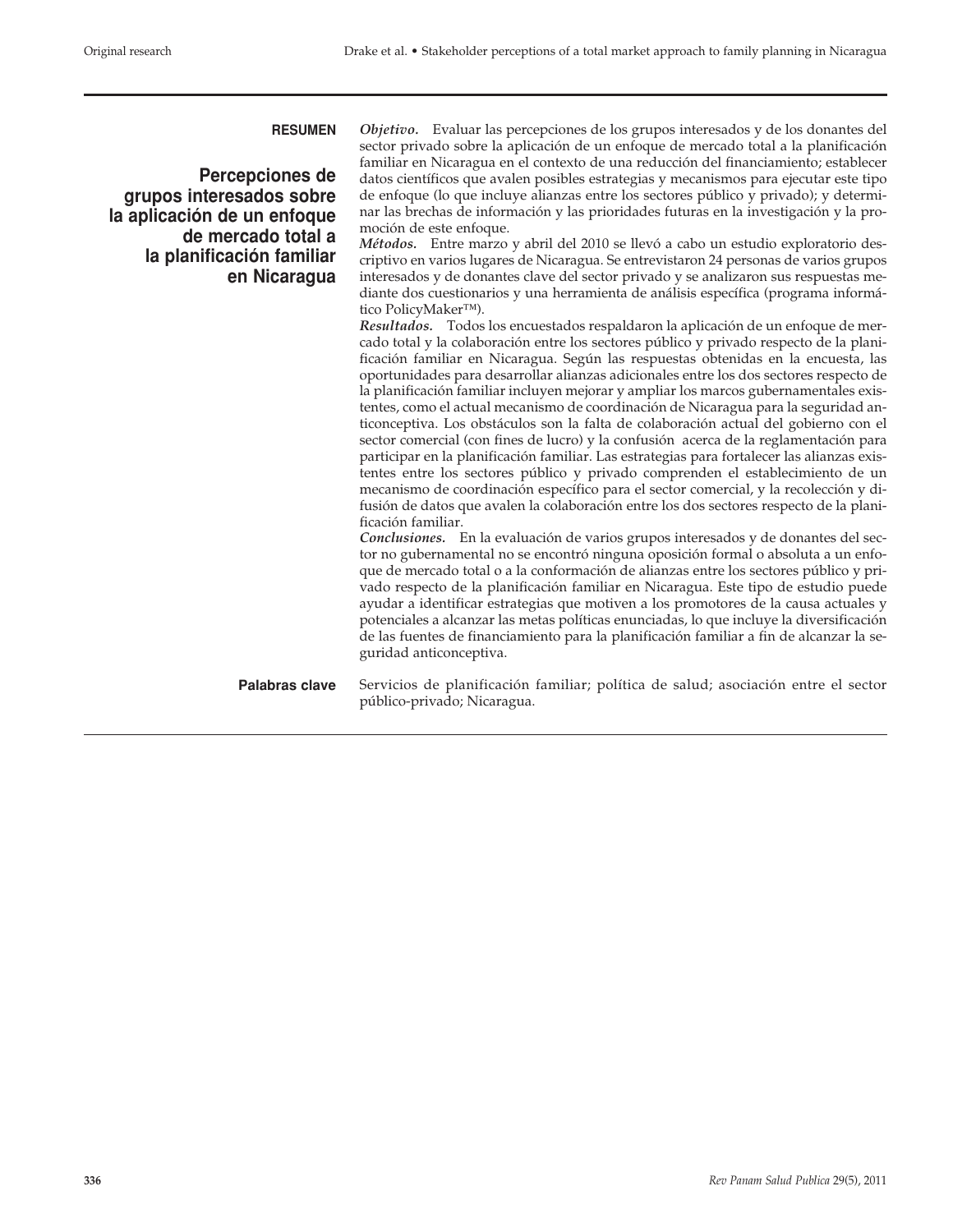## RESUMEN

## Percepciones de grupos interesados sobre la aplicación de un enfoque de mercado total a la planificación familiar en Nicaragua

***Objetivo.*** Evaluar las percepciones de los grupos interesados y de los donantes del sector privado sobre la aplicación de un enfoque de mercado total a la planificación familiar en Nicaragua en el contexto de una reducción del financiamiento; establecer datos científicos que avalen posibles estrategias y mecanismos para ejecutar este tipo de enfoque (lo que incluye alianzas entre los sectores público y privado); y determinar las brechas de información y las prioridades futuras en la investigación y la promoción de este enfoque.

***Métodos.*** Entre marzo y abril del 2010 se llevó a cabo un estudio exploratorio descriptivo en varios lugares de Nicaragua. Se entrevistaron 24 personas de varios grupos interesados y de donantes clave del sector privado y se analizaron sus respuestas mediante dos cuestionarios y una herramienta de análisis específica (programa informático PolicyMaker™).

***Resultados.*** Todos los encuestados respaldaron la aplicación de un enfoque de mercado total y la colaboración entre los sectores público y privado respecto de la planificación familiar en Nicaragua. Según las respuestas obtenidas en la encuesta, las oportunidades para desarrollar alianzas adicionales entre los dos sectores respecto de la planificación familiar incluyen mejorar y ampliar los marcos gubernamentales existentes, como el actual mecanismo de coordinación de Nicaragua para la seguridad anticonceptiva. Los obstáculos son la falta de colaboración actual del gobierno con el sector comercial (con fines de lucro) y la confusión acerca de la reglamentación para participar en la planificación familiar. Las estrategias para fortalecer las alianzas existentes entre los sectores público y privado comprenden el establecimiento de un mecanismo de coordinación específico para el sector comercial, y la recolección y difusión de datos que avalen la colaboración entre los dos sectores respecto de la planificación familiar.

***Conclusiones.*** En la evaluación de varios grupos interesados y de donantes del sector no gubernamental no se encontró ninguna oposición formal o absoluta a un enfoque de mercado total o a la conformación de alianzas entre los sectores público y privado respecto de la planificación familiar en Nicaragua. Este tipo de estudio puede ayudar a identificar estrategias que motiven a los promotores de la causa actuales y potenciales a alcanzar las metas políticas enunciadas, lo que incluye la diversificación de las fuentes de financiamiento para la planificación familiar a fin de alcanzar la seguridad anticonceptiva.

**Palabras clave** Servicios de planificación familiar; política de salud; asociación entre el sector público-privado; Nicaragua.